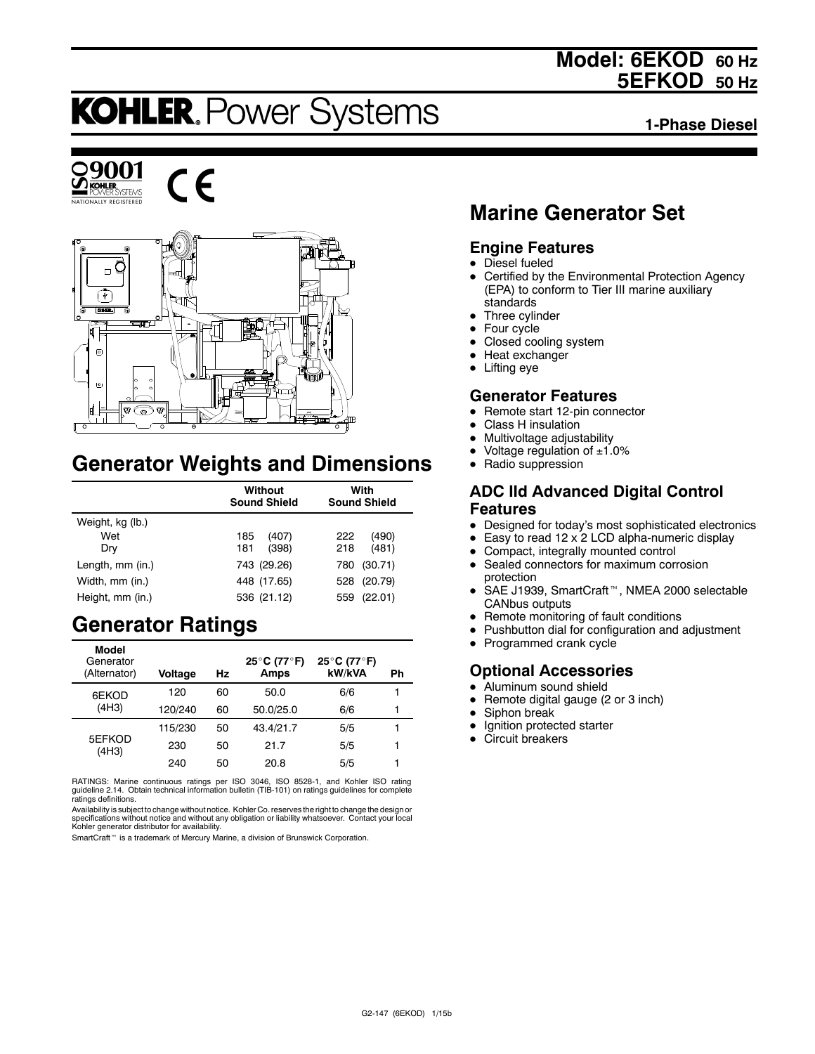**Model: 6EKOD 60 Hz**
**5EFKOD 50 Hz**

# KOHLER. Power Systems

**1-Phase Diesel**

ISO 9001 KOHLER POWER SYSTEMS NATIONALLY REGISTERED

CE

## Marine Generator Set

### Engine Features

- Diesel fueled
- Certified by the Environmental Protection Agency (EPA) to conform to Tier III marine auxiliary standards
- Three cylinder
- Four cycle
- Closed cooling system
- Heat exchanger
- Lifting eye

### Generator Features

- Remote start 12-pin connector
- Class H insulation
- Multivoltage adjustability
- Voltage regulation of ±1.0%
- Radio suppression

### ADC IId Advanced Digital Control Features

- Designed for today's most sophisticated electronics
- Easy to read 12 x 2 LCD alpha-numeric display
- Compact, integrally mounted control
- Sealed connectors for maximum corrosion protection
- SAE J1939, SmartCraft™, NMEA 2000 selectable CANbus outputs
- Remote monitoring of fault conditions
- Pushbutton dial for configuration and adjustment
- Programmed crank cycle

### Optional Accessories

- Aluminum sound shield
- Remote digital gauge (2 or 3 inch)
- Siphon break
- Ignition protected starter
- Circuit breakers

## Generator Weights and Dimensions

| | Without Sound Shield | With Sound Shield |
|---|---|---|
| Weight, kg (lb.) | | |
| Wet | 185 (407) | 222 (490) |
| Dry | 181 (398) | 218 (481) |
| Length, mm (in.) | 743 (29.26) | 780 (30.71) |
| Width, mm (in.) | 448 (17.65) | 528 (20.79) |
| Height, mm (in.) | 536 (21.12) | 559 (22.01) |

## Generator Ratings

| Model Generator (Alternator) | Voltage | Hz | 25°C (77°F) Amps | 25°C (77°F) kW/kVA | Ph |
|---|---|---|---|---|---|
| 6EKOD (4H3) | 120 | 60 | 50.0 | 6/6 | 1 |
| | 120/240 | 60 | 50.0/25.0 | 6/6 | 1 |
| 5EFKOD (4H3) | 115/230 | 50 | 43.4/21.7 | 5/5 | 1 |
| | 230 | 50 | 21.7 | 5/5 | 1 |
| | 240 | 50 | 20.8 | 5/5 | 1 |

RATINGS: Marine continuous ratings per ISO 3046, ISO 8528-1, and Kohler ISO rating guideline 2.14. Obtain technical information bulletin (TIB-101) on ratings guidelines for complete ratings definitions.

Availability is subject to change without notice. Kohler Co. reserves the right to change the design or specifications without notice and without any obligation or liability whatsoever. Contact your local Kohler generator distributor for availability.

SmartCraft™ is a trademark of Mercury Marine, a division of Brunswick Corporation.

G2-147 (6EKOD) 1/15b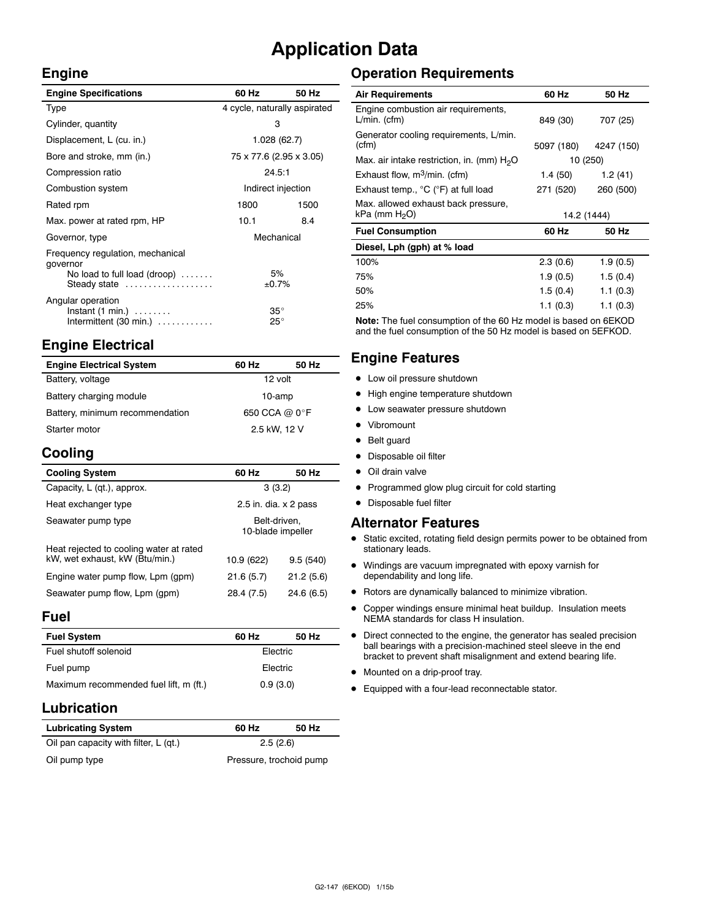# Application Data

## Engine

| Engine Specifications | 60 Hz | 50 Hz |
|---|---|---|
| Type | 4 cycle, naturally aspirated | |
| Cylinder, quantity | 3 | |
| Displacement, L (cu. in.) | 1.028 (62.7) | |
| Bore and stroke, mm (in.) | 75 x 77.6 (2.95 x 3.05) | |
| Compression ratio | 24.5:1 | |
| Combustion system | Indirect injection | |
| Rated rpm | 1800 | 1500 |
| Max. power at rated rpm, HP | 10.1 | 8.4 |
| Governor, type | Mechanical | |
| Frequency regulation, mechanical governor | | |
| No load to full load (droop) | 5% | |
| Steady state | ±0.7% | |
| Angular operation | | |
| Instant (1 min.) | 35° | |
| Intermittent (30 min.) | 25° | |

## Engine Electrical

| Engine Electrical System | 60 Hz | 50 Hz |
|---|---|---|
| Battery, voltage | 12 volt | |
| Battery charging module | 10-amp | |
| Battery, minimum recommendation | 650 CCA @ 0°F | |
| Starter motor | 2.5 kW, 12 V | |

## Cooling

| Cooling System | 60 Hz | 50 Hz |
|---|---|---|
| Capacity, L (qt.), approx. | 3 (3.2) | |
| Heat exchanger type | 2.5 in. dia. x 2 pass | |
| Seawater pump type | Belt-driven, 10-blade impeller | |
| Heat rejected to cooling water at rated kW, wet exhaust, kW (Btu/min.) | 10.9 (622) | 9.5 (540) |
| Engine water pump flow, Lpm (gpm) | 21.6 (5.7) | 21.2 (5.6) |
| Seawater pump flow, Lpm (gpm) | 28.4 (7.5) | 24.6 (6.5) |

## Fuel

| Fuel System | 60 Hz | 50 Hz |
|---|---|---|
| Fuel shutoff solenoid | Electric | |
| Fuel pump | Electric | |
| Maximum recommended fuel lift, m (ft.) | 0.9 (3.0) | |

## Lubrication

| Lubricating System | 60 Hz | 50 Hz |
|---|---|---|
| Oil pan capacity with filter, L (qt.) | 2.5 (2.6) | |
| Oil pump type | Pressure, trochoid pump | |

## Operation Requirements

| Air Requirements | 60 Hz | 50 Hz |
|---|---|---|
| Engine combustion air requirements, L/min. (cfm) | 849 (30) | 707 (25) |
| Generator cooling requirements, L/min. (cfm) | 5097 (180) | 4247 (150) |
| Max. air intake restriction, in. (mm) $H_2O$ | 10 (250) | |
| Exhaust flow, $m^3$/min. (cfm) | 1.4 (50) | 1.2 (41) |
| Exhaust temp., °C (°F) at full load | 271 (520) | 260 (500) |
| Max. allowed exhaust back pressure, kPa (mm $H_2O$) | 14.2 (1444) | |

| Fuel Consumption | 60 Hz | 50 Hz |
|---|---|---|
| **Diesel, Lph (gph) at % load** | | |
| 100% | 2.3 (0.6) | 1.9 (0.5) |
| 75% | 1.9 (0.5) | 1.5 (0.4) |
| 50% | 1.5 (0.4) | 1.1 (0.3) |
| 25% | 1.1 (0.3) | 1.1 (0.3) |

**Note:** The fuel consumption of the 60 Hz model is based on 6EKOD and the fuel consumption of the 50 Hz model is based on 5EFKOD.

## Engine Features

- Low oil pressure shutdown
- High engine temperature shutdown
- Low seawater pressure shutdown
- Vibromount
- Belt guard
- Disposable oil filter
- Oil drain valve
- Programmed glow plug circuit for cold starting
- Disposable fuel filter

## Alternator Features

- Static excited, rotating field design permits power to be obtained from stationary leads.
- Windings are vacuum impregnated with epoxy varnish for dependability and long life.
- Rotors are dynamically balanced to minimize vibration.
- Copper windings ensure minimal heat buildup. Insulation meets NEMA standards for class H insulation.
- Direct connected to the engine, the generator has sealed precision ball bearings with a precision-machined steel sleeve in the end bracket to prevent shaft misalignment and extend bearing life.
- Mounted on a drip-proof tray.
- Equipped with a four-lead reconnectable stator.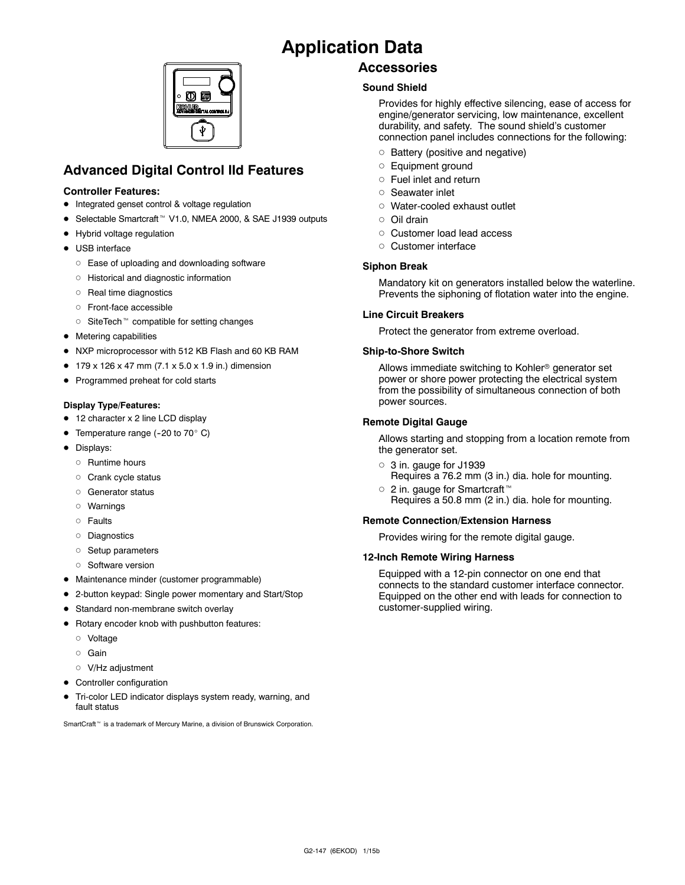# Application Data

## Advanced Digital Control IId Features

**Controller Features:**

- Integrated genset control & voltage regulation
- Selectable Smartcraft™ V1.0, NMEA 2000, & SAE J1939 outputs
- Hybrid voltage regulation
- USB interface
  - Ease of uploading and downloading software
  - Historical and diagnostic information
  - Real time diagnostics
  - Front-face accessible
  - SiteTech™ compatible for setting changes
- Metering capabilities
- NXP microprocessor with 512 KB Flash and 60 KB RAM
- 179 x 126 x 47 mm (7.1 x 5.0 x 1.9 in.) dimension
- Programmed preheat for cold starts

**Display Type/Features:**

- 12 character x 2 line LCD display
- Temperature range (-20 to 70° C)
- Displays:
  - Runtime hours
  - Crank cycle status
  - Generator status
  - Warnings
  - Faults
  - Diagnostics
  - Setup parameters
  - Software version
- Maintenance minder (customer programmable)
- 2-button keypad: Single power momentary and Start/Stop
- Standard non-membrane switch overlay
- Rotary encoder knob with pushbutton features:
  - Voltage
  - Gain
  - V/Hz adjustment
- Controller configuration
- Tri-color LED indicator displays system ready, warning, and fault status

SmartCraft™ is a trademark of Mercury Marine, a division of Brunswick Corporation.

## Accessories

### Sound Shield

Provides for highly effective silencing, ease of access for engine/generator servicing, low maintenance, excellent durability, and safety. The sound shield's customer connection panel includes connections for the following:

- Battery (positive and negative)
- Equipment ground
- Fuel inlet and return
- Seawater inlet
- Water-cooled exhaust outlet
- Oil drain
- Customer load lead access
- Customer interface

### Siphon Break

Mandatory kit on generators installed below the waterline. Prevents the siphoning of flotation water into the engine.

### Line Circuit Breakers

Protect the generator from extreme overload.

### Ship-to-Shore Switch

Allows immediate switching to Kohler® generator set power or shore power protecting the electrical system from the possibility of simultaneous connection of both power sources.

### Remote Digital Gauge

Allows starting and stopping from a location remote from the generator set.

- 3 in. gauge for J1939
  Requires a 76.2 mm (3 in.) dia. hole for mounting.
- 2 in. gauge for Smartcraft™
  Requires a 50.8 mm (2 in.) dia. hole for mounting.

### Remote Connection/Extension Harness

Provides wiring for the remote digital gauge.

### 12-Inch Remote Wiring Harness

Equipped with a 12-pin connector on one end that connects to the standard customer interface connector. Equipped on the other end with leads for connection to customer-supplied wiring.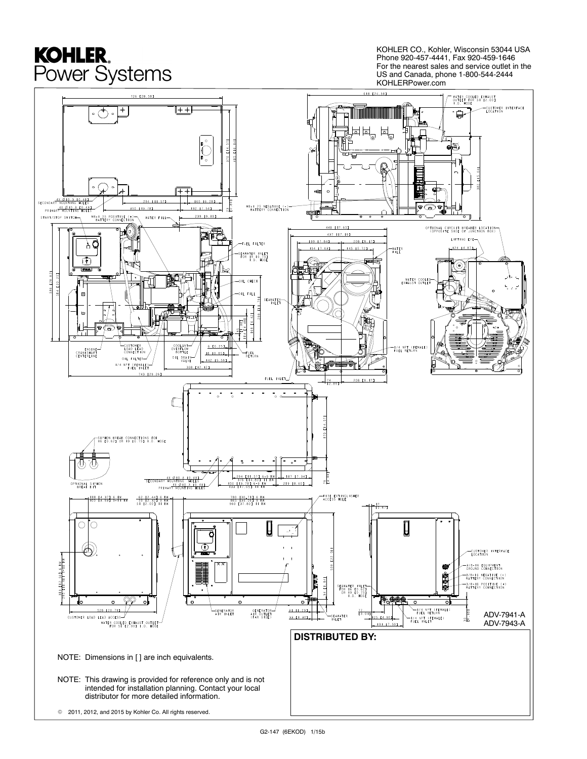KOHLER CO., Kohler, Wisconsin 53044 USA
Phone 920-457-4441, Fax 920-459-1646
For the nearest sales and service outlet in the US and Canada, phone 1-800-544-2444
KOHLERPower.com

ADV-7941-A
ADV-7943-A

**DISTRIBUTED BY:**

NOTE: Dimensions in [ ] are inch equivalents.

NOTE: This drawing is provided for reference only and is not intended for installation planning. Contact your local distributor for more detailed information.

© 2011, 2012, and 2015 by Kohler Co. All rights reserved.

G2-147 (6EKOD) 1/15b